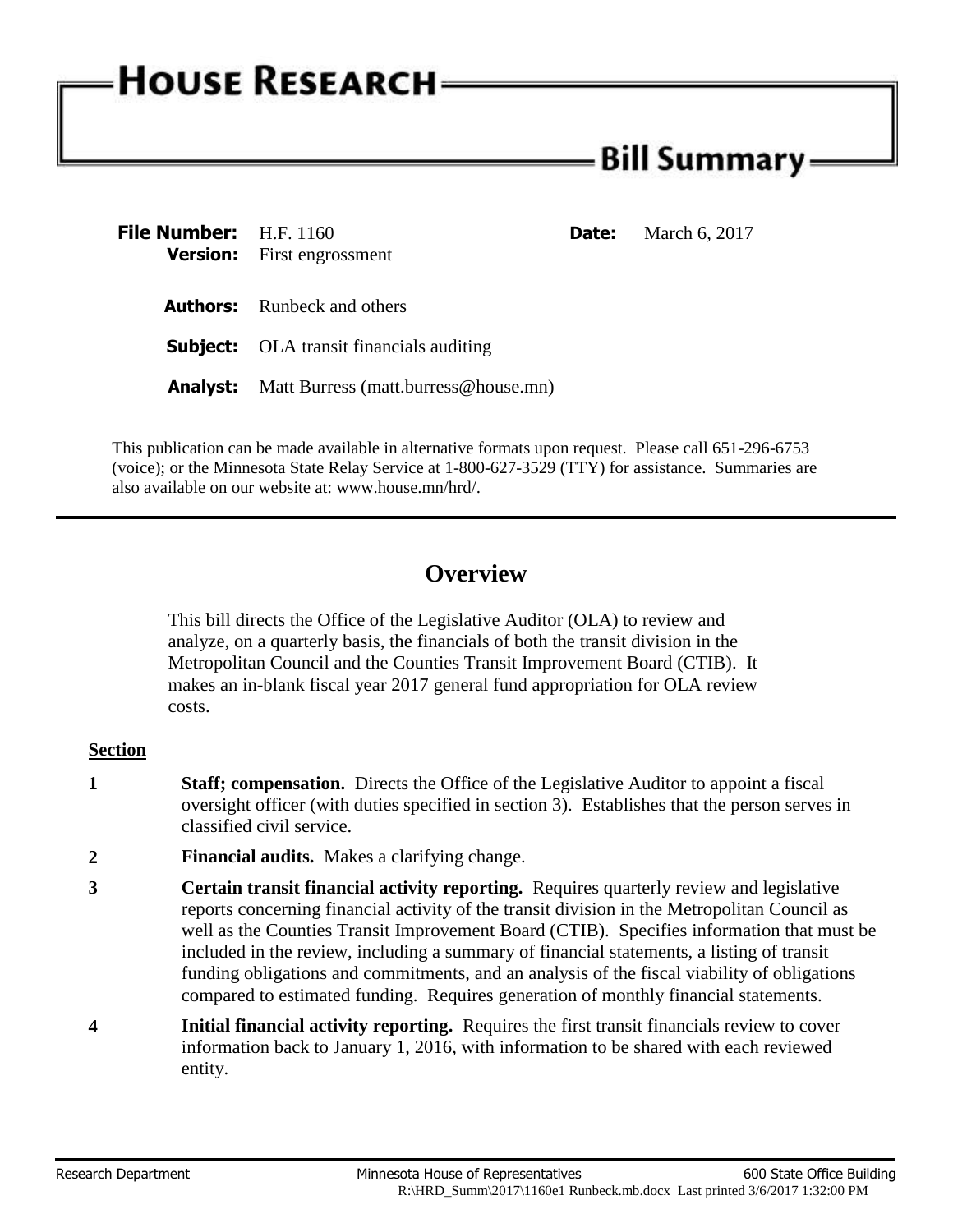# HOUSE RESEARCH

## Bill Summary

**File Number:** H.F. 1160 **Date:** March 6, 2017

**Version:** First engrossment

**Authors:** Runbeck and others

**Subject:** OLA transit financials auditing

**Analyst:** Matt Burress (matt.burress@house.mn)

This publication can be made available in alternative formats upon request. Please call 651-296-6753 (voice); or the Minnesota State Relay Service at 1-800-627-3529 (TTY) for assistance. Summaries are also available on our website at: www.house.mn/hrd/.

---

## Overview

This bill directs the Office of the Legislative Auditor (OLA) to review and analyze, on a quarterly basis, the financials of both the transit division in the Metropolitan Council and the Counties Transit Improvement Board (CTIB). It makes an in-blank fiscal year 2017 general fund appropriation for OLA review costs.

**Section**

**1** **Staff; compensation.** Directs the Office of the Legislative Auditor to appoint a fiscal oversight officer (with duties specified in section 3). Establishes that the person serves in classified civil service.

**2** **Financial audits.** Makes a clarifying change.

**3** **Certain transit financial activity reporting.** Requires quarterly review and legislative reports concerning financial activity of the transit division in the Metropolitan Council as well as the Counties Transit Improvement Board (CTIB). Specifies information that must be included in the review, including a summary of financial statements, a listing of transit funding obligations and commitments, and an analysis of the fiscal viability of obligations compared to estimated funding. Requires generation of monthly financial statements.

**4** **Initial financial activity reporting.** Requires the first transit financials review to cover information back to January 1, 2016, with information to be shared with each reviewed entity.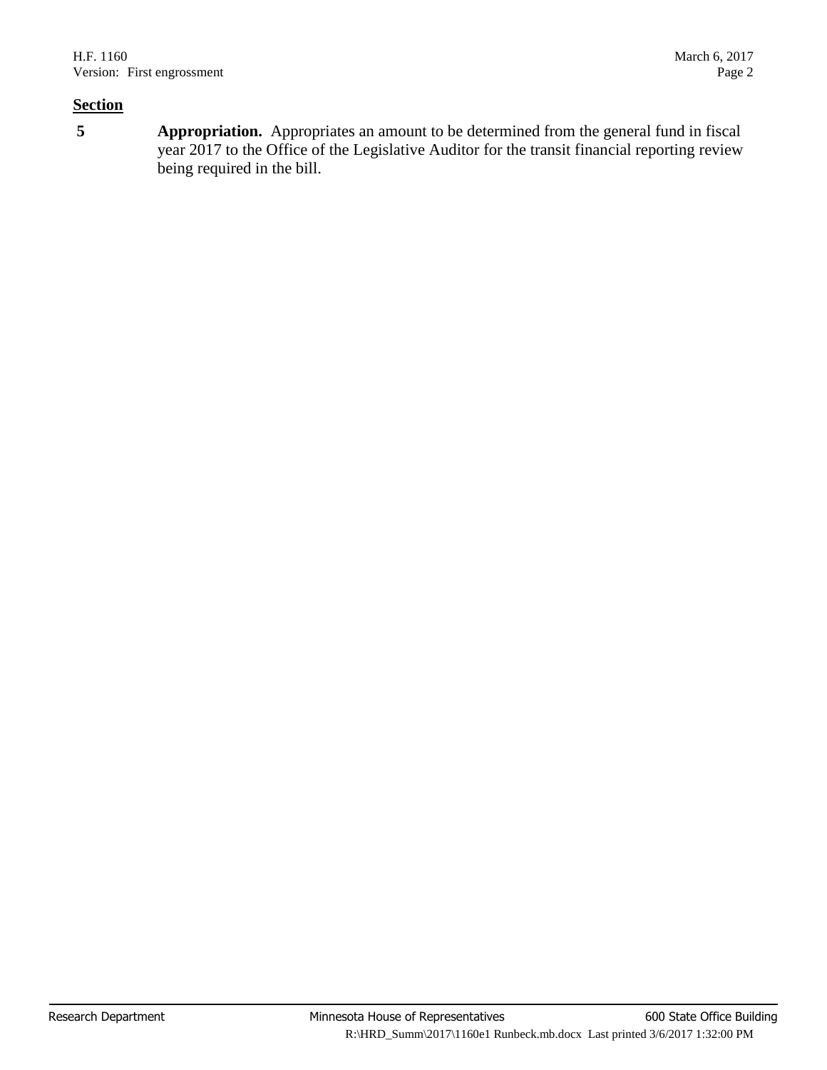**Section**

**5** **Appropriation.** Appropriates an amount to be determined from the general fund in fiscal year 2017 to the Office of the Legislative Auditor for the transit financial reporting review being required in the bill.